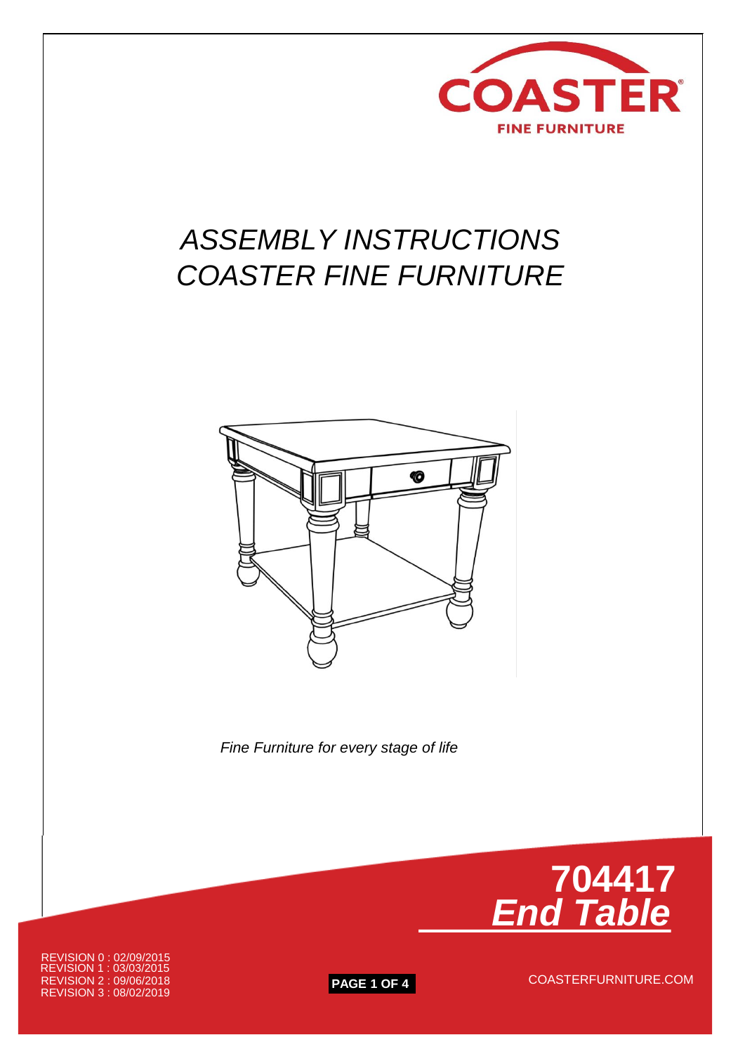COASTER
FINE FURNITURE

# ASSEMBLY INSTRUCTIONS
# COASTER FINE FURNITURE

*Fine Furniture for every stage of life*

## 704417
## *End Table*

REVISION 0 : 02/09/2015
REVISION 1 : 03/03/2015
REVISION 2 : 09/06/2018
REVISION 3 : 08/02/2019

COASTERFURNITURE.COM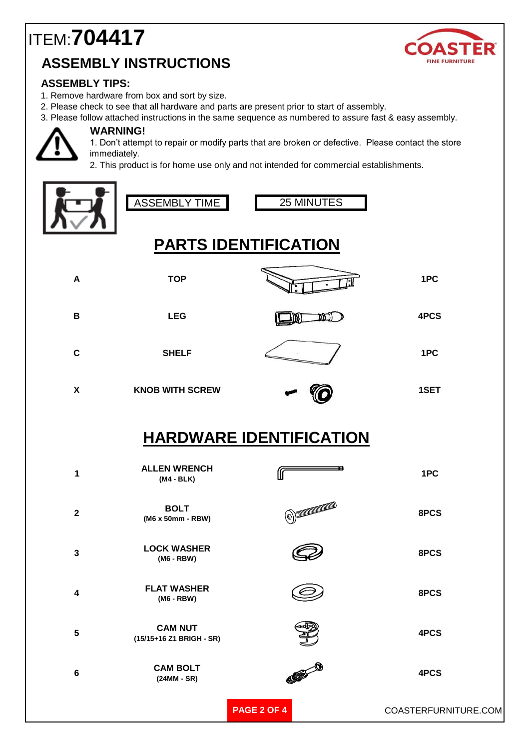# ITEM: **704417**

## ASSEMBLY INSTRUCTIONS

### ASSEMBLY TIPS:

1. Remove hardware from box and sort by size.
2. Please check to see that all hardware and parts are present prior to start of assembly.
3. Please follow attached instructions in the same sequence as numbered to assure fast & easy assembly.

**WARNING!**

1. Don't attempt to repair or modify parts that are broken or defective. Please contact the store immediately.
2. This product is for home use only and not intended for commercial establishments.

ASSEMBLY TIME | 25 MINUTES

## PARTS IDENTIFICATION

| | | |
|---|---|---|
| **A** | **TOP** | **1PC** |
| **B** | **LEG** | **4PCS** |
| **C** | **SHELF** | **1PC** |
| **X** | **KNOB WITH SCREW** | **1SET** |

## HARDWARE IDENTIFICATION

| | | |
|---|---|---|
| **1** | **ALLEN WRENCH** (M4 - BLK) | **1PC** |
| **2** | **BOLT** (M6 x 50mm - RBW) | **8PCS** |
| **3** | **LOCK WASHER** (M6 - RBW) | **8PCS** |
| **4** | **FLAT WASHER** (M6 - RBW) | **8PCS** |
| **5** | **CAM NUT** (15/15+16 Z1 BRIGH - SR) | **4PCS** |
| **6** | **CAM BOLT** (24MM - SR) | **4PCS** |

COASTERFURNITURE.COM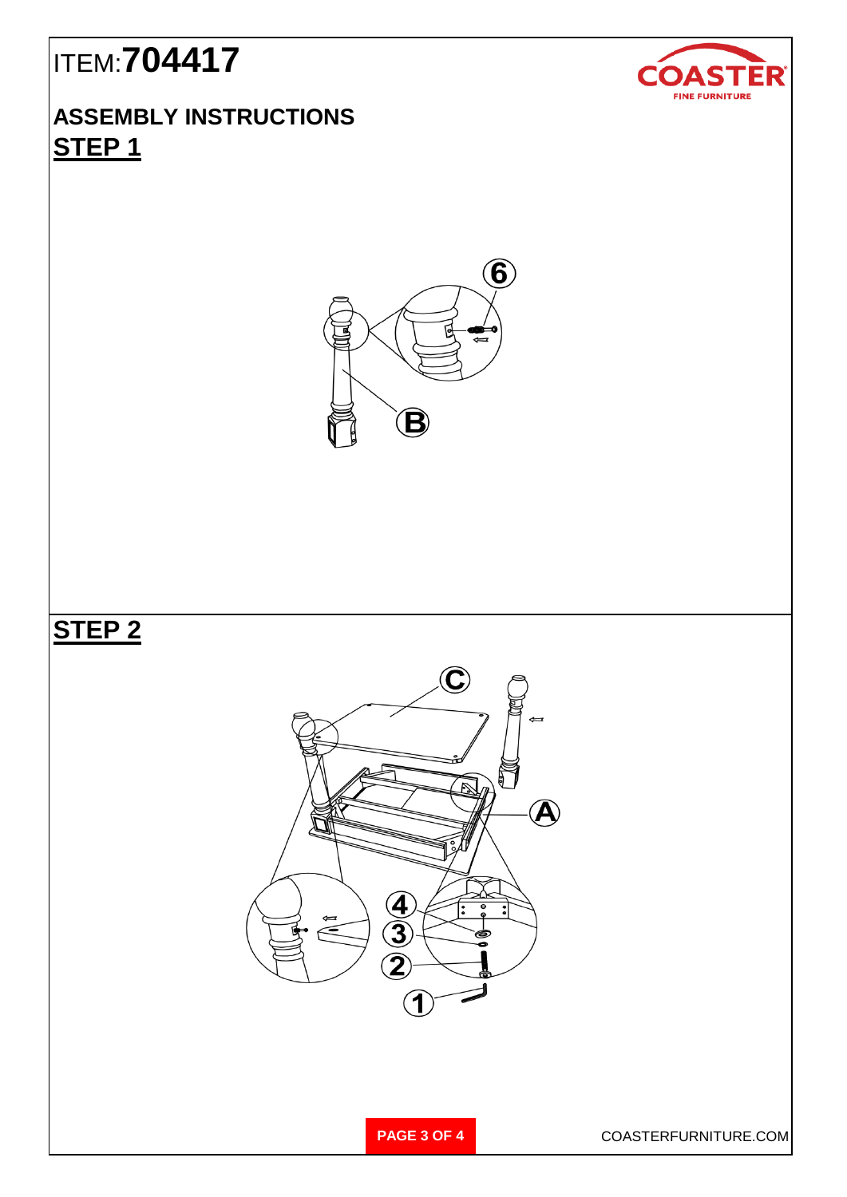ITEM:**704417**

## ASSEMBLY INSTRUCTIONS

## STEP 1

## STEP 2

COASTERFURNITURE.COM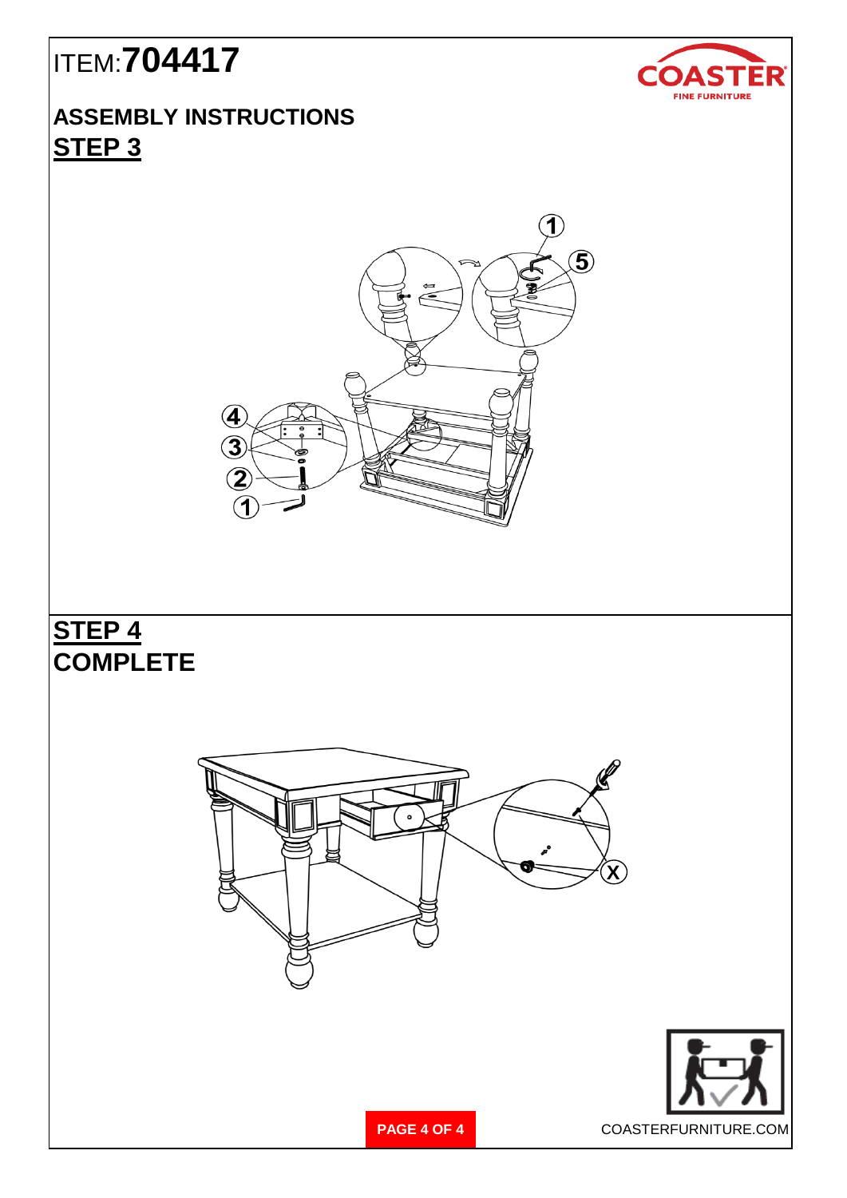ITEM:**704417**

## ASSEMBLY INSTRUCTIONS

## STEP 3

1

5

4

3

2

1

## STEP 4

## COMPLETE

X

COASTERFURNITURE.COM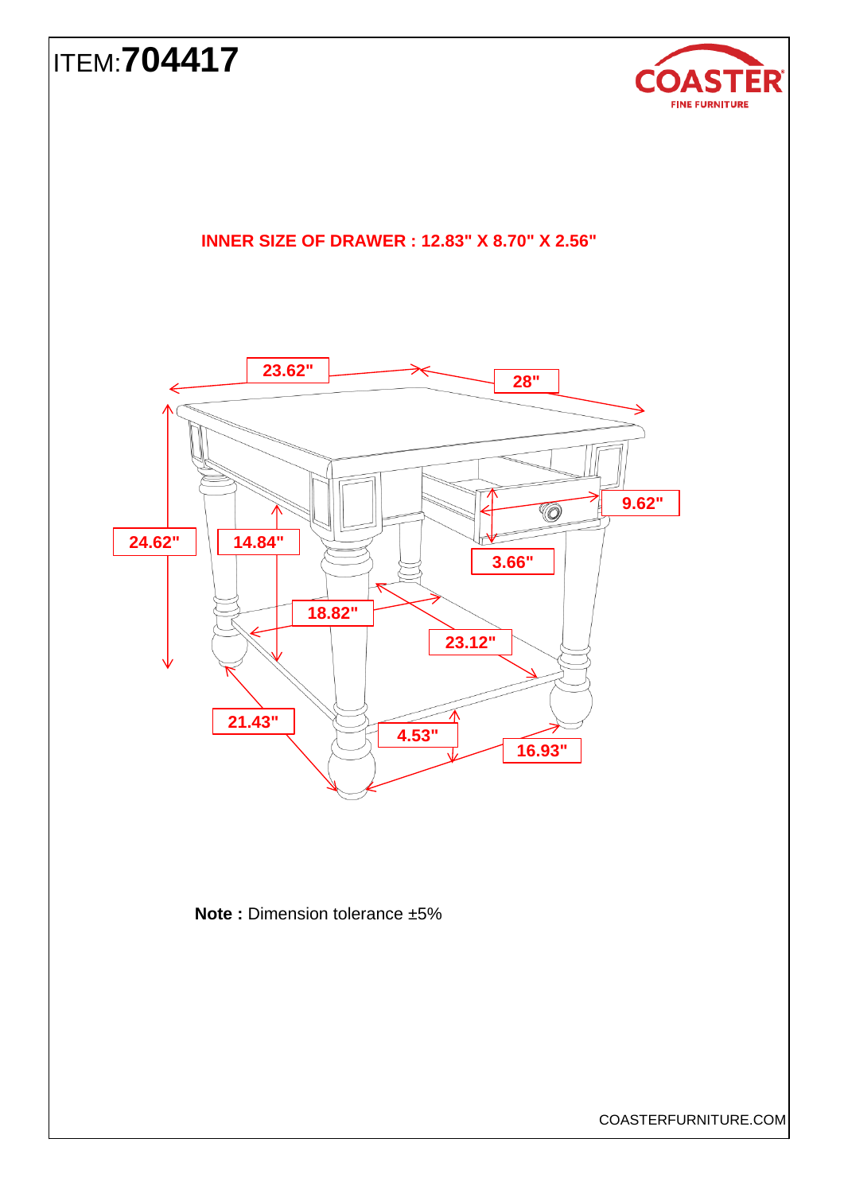# ITEM:**704417**

COASTER
FINE FURNITURE

**INNER SIZE OF DRAWER : 12.83" X 8.70" X 2.56"**

23.62"

28"

9.62"

24.62"

14.84"

3.66"

18.82"

23.12"

21.43"

4.53"

16.93"

**Note :** Dimension tolerance ±5%

COASTERFURNITURE.COM